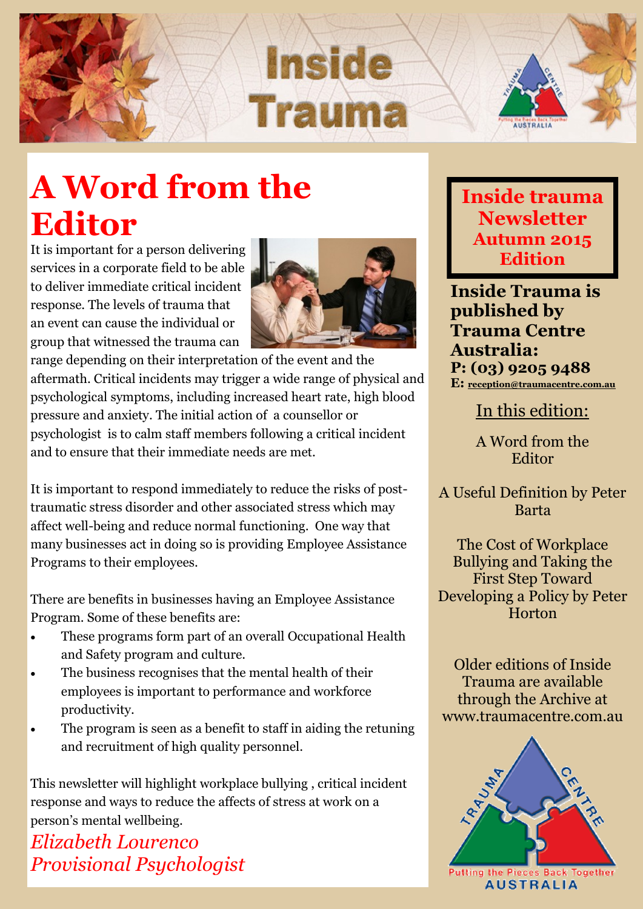# Inside Trauma

# A Word from the Editor

It is important for a person delivering services in a corporate field to be able to deliver immediate critical incident response. The levels of trauma that an event can cause the individual or group that witnessed the trauma can range depending on their interpretation of the event and the aftermath. Critical incidents may trigger a wide range of physical and psychological symptoms, including increased heart rate, high blood pressure and anxiety. The initial action of a counsellor or psychologist is to calm staff members following a critical incident and to ensure that their immediate needs are met.

It is important to respond immediately to reduce the risks of post-traumatic stress disorder and other associated stress which may affect well-being and reduce normal functioning. One way that many businesses act in doing so is providing Employee Assistance Programs to their employees.

There are benefits in businesses having an Employee Assistance Program. Some of these benefits are:

- These programs form part of an overall Occupational Health and Safety program and culture.
- The business recognises that the mental health of their employees is important to performance and workforce productivity.
- The program is seen as a benefit to staff in aiding the retuning and recruitment of high quality personnel.

This newsletter will highlight workplace bullying , critical incident response and ways to reduce the affects of stress at work on a person's mental wellbeing.

*Elizabeth Lourenco*
*Provisional Psychologist*

## Inside trauma Newsletter Autumn 2015 Edition

**Inside Trauma is published by Trauma Centre Australia:**
**P: (03) 9205 9488**
**E: reception@traumacentre.com.au**

In this edition:

A Word from the Editor

A Useful Definition by Peter Barta

The Cost of Workplace Bullying and Taking the First Step Toward Developing a Policy by Peter Horton

Older editions of Inside Trauma are available through the Archive at www.traumacentre.com.au

Trauma Centre Australia — Putting the Pieces Back Together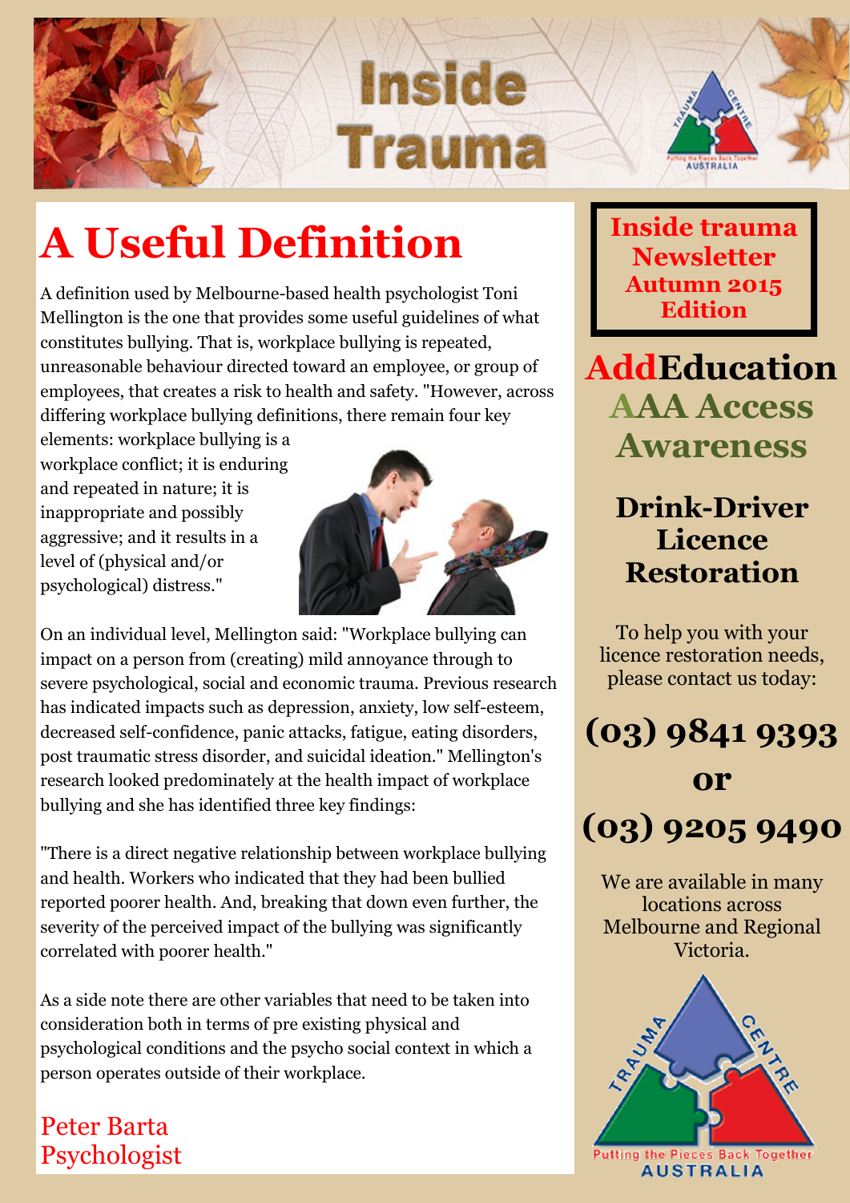# Inside Trauma

# A Useful Definition

A definition used by Melbourne-based health psychologist Toni Mellington is the one that provides some useful guidelines of what constitutes bullying. That is, workplace bullying is repeated, unreasonable behaviour directed toward an employee, or group of employees, that creates a risk to health and safety. "However, across differing workplace bullying definitions, there remain four key elements: workplace bullying is a workplace conflict; it is enduring and repeated in nature; it is inappropriate and possibly aggressive; and it results in a level of (physical and/or psychological) distress."

On an individual level, Mellington said: "Workplace bullying can impact on a person from (creating) mild annoyance through to severe psychological, social and economic trauma. Previous research has indicated impacts such as depression, anxiety, low self-esteem, decreased self-confidence, panic attacks, fatigue, eating disorders, post traumatic stress disorder, and suicidal ideation." Mellington's research looked predominately at the health impact of workplace bullying and she has identified three key findings:

"There is a direct negative relationship between workplace bullying and health. Workers who indicated that they had been bullied reported poorer health. And, breaking that down even further, the severity of the perceived impact of the bullying was significantly correlated with poorer health."

As a side note there are other variables that need to be taken into consideration both in terms of pre existing physical and psychological conditions and the psycho social context in which a person operates outside of their workplace.

Peter Barta
Psychologist

**Inside trauma Newsletter Autumn 2015 Edition**

## AddEducation AAA Access Awareness

### Drink-Driver Licence Restoration

To help you with your licence restoration needs, please contact us today:

## (03) 9841 9393 or (03) 9205 9490

We are available in many locations across Melbourne and Regional Victoria.

Trauma Centre Australia – Putting the Pieces Back Together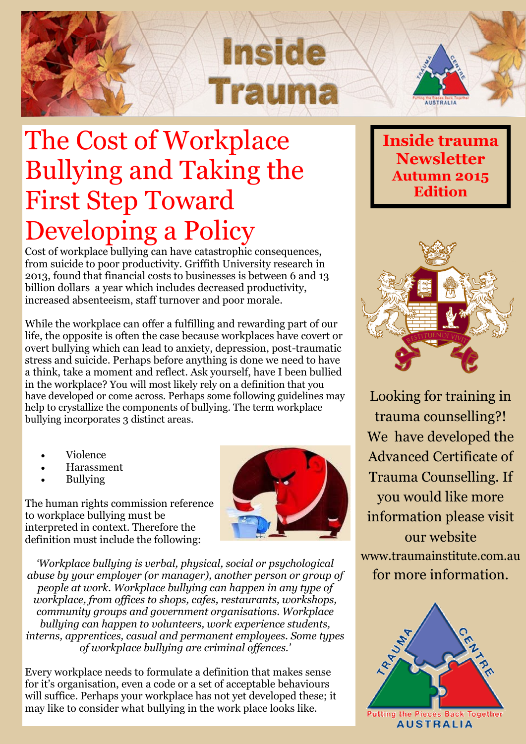# Inside Trauma

# The Cost of Workplace Bullying and Taking the First Step Toward Developing a Policy

Cost of workplace bullying can have catastrophic consequences, from suicide to poor productivity. Griffith University research in 2013, found that financial costs to businesses is between 6 and 13 billion dollars a year which includes decreased productivity, increased absenteeism, staff turnover and poor morale.

While the workplace can offer a fulfilling and rewarding part of our life, the opposite is often the case because workplaces have covert or overt bullying which can lead to anxiety, depression, post-traumatic stress and suicide. Perhaps before anything is done we need to have a think, take a moment and reflect. Ask yourself, have I been bullied in the workplace? You will most likely rely on a definition that you have developed or come across. Perhaps some following guidelines may help to crystallize the components of bullying. The term workplace bullying incorporates 3 distinct areas.

- Violence
- Harassment
- Bullying

The human rights commission reference to workplace bullying must be interpreted in context. Therefore the definition must include the following:

*'Workplace bullying is verbal, physical, social or psychological abuse by your employer (or manager), another person or group of people at work. Workplace bullying can happen in any type of workplace, from offices to shops, cafes, restaurants, workshops, community groups and government organisations. Workplace bullying can happen to volunteers, work experience students, interns, apprentices, casual and permanent employees. Some types of workplace bullying are criminal offences.'*

Every workplace needs to formulate a definition that makes sense for it's organisation, even a code or a set of acceptable behaviours will suffice. Perhaps your workplace has not yet developed these; it may like to consider what bullying in the work place looks like.

**Inside trauma Newsletter Autumn 2015 Edition**

Looking for training in trauma counselling?! We have developed the Advanced Certificate of Trauma Counselling. If you would like more information please visit our website www.traumainstitute.com.au for more information.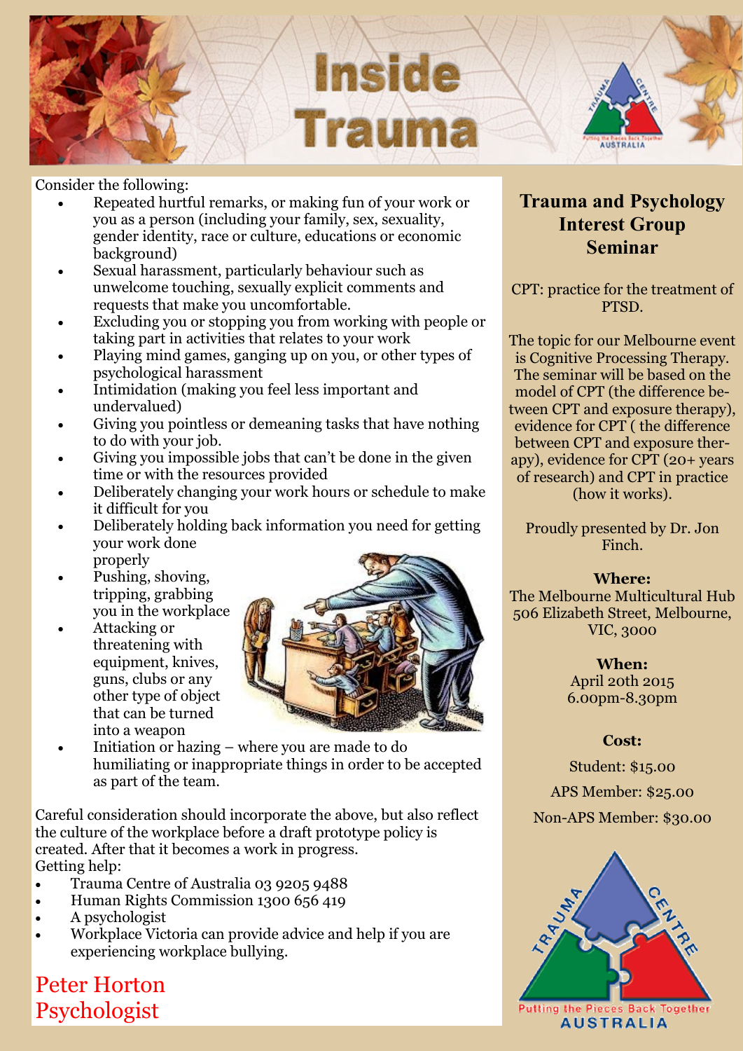# Inside Trauma

Consider the following:

- Repeated hurtful remarks, or making fun of your work or you as a person (including your family, sex, sexuality, gender identity, race or culture, educations or economic background)
- Sexual harassment, particularly behaviour such as unwelcome touching, sexually explicit comments and requests that make you uncomfortable.
- Excluding you or stopping you from working with people or taking part in activities that relates to your work
- Playing mind games, ganging up on you, or other types of psychological harassment
- Intimidation (making you feel less important and undervalued)
- Giving you pointless or demeaning tasks that have nothing to do with your job.
- Giving you impossible jobs that can't be done in the given time or with the resources provided
- Deliberately changing your work hours or schedule to make it difficult for you
- Deliberately holding back information you need for getting your work done properly
- Pushing, shoving, tripping, grabbing you in the workplace
- Attacking or threatening with equipment, knives, guns, clubs or any other type of object that can be turned into a weapon
- Initiation or hazing – where you are made to do humiliating or inappropriate things in order to be accepted as part of the team.

Careful consideration should incorporate the above, but also reflect the culture of the workplace before a draft prototype policy is created. After that it becomes a work in progress.

Getting help:

- Trauma Centre of Australia 03 9205 9488
- Human Rights Commission 1300 656 419
- A psychologist
- Workplace Victoria can provide advice and help if you are experiencing workplace bullying.

Peter Horton
Psychologist

## Trauma and Psychology Interest Group Seminar

CPT: practice for the treatment of PTSD.

The topic for our Melbourne event is Cognitive Processing Therapy. The seminar will be based on the model of CPT (the difference between CPT and exposure therapy), evidence for CPT ( the difference between CPT and exposure therapy), evidence for CPT (20+ years of research) and CPT in practice (how it works).

Proudly presented by Dr. Jon Finch.

**Where:**
The Melbourne Multicultural Hub
506 Elizabeth Street, Melbourne, VIC, 3000

**When:**
April 20th 2015
6.00pm-8.30pm

**Cost:**

Student: $15.00

APS Member: $25.00

Non-APS Member: $30.00

TRAUMA CENTRE
Putting the Pieces Back Together
AUSTRALIA